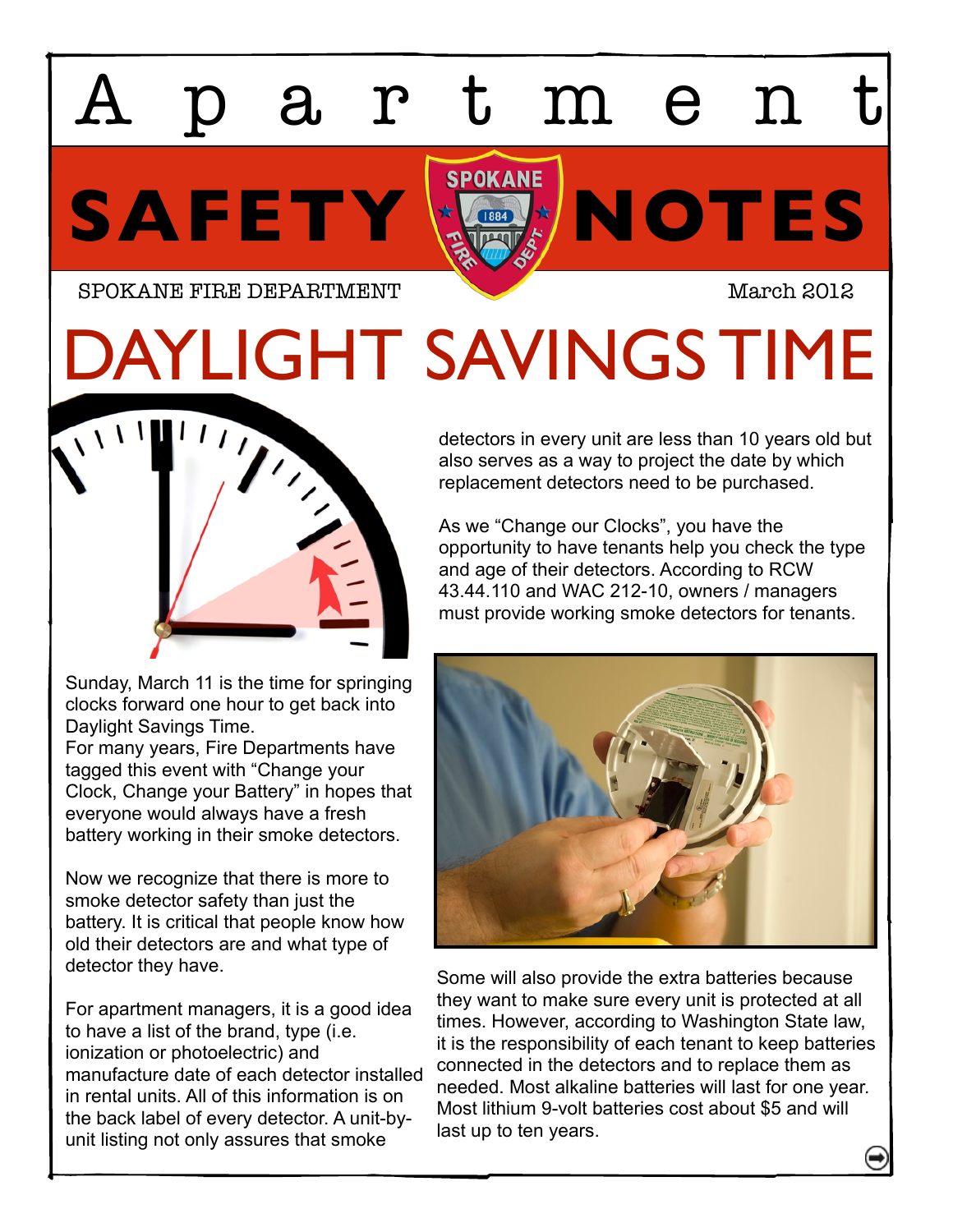# Apartment SAFETY NOTES

SPOKANE FIRE DEPARTMENT

March 2012

## DAYLIGHT SAVINGS TIME

Sunday, March 11 is the time for springing clocks forward one hour to get back into Daylight Savings Time.
For many years, Fire Departments have tagged this event with “Change your Clock, Change your Battery” in hopes that everyone would always have a fresh battery working in their smoke detectors.

Now we recognize that there is more to smoke detector safety than just the battery. It is critical that people know how old their detectors are and what type of detector they have.

For apartment managers, it is a good idea to have a list of the brand, type (i.e. ionization or photoelectric) and manufacture date of each detector installed in rental units. All of this information is on the back label of every detector. A unit-by-unit listing not only assures that smoke detectors in every unit are less than 10 years old but also serves as a way to project the date by which replacement detectors need to be purchased.

As we “Change our Clocks”, you have the opportunity to have tenants help you check the type and age of their detectors. According to RCW 43.44.110 and WAC 212-10, owners / managers must provide working smoke detectors for tenants.

Some will also provide the extra batteries because they want to make sure every unit is protected at all times. However, according to Washington State law, it is the responsibility of each tenant to keep batteries connected in the detectors and to replace them as needed. Most alkaline batteries will last for one year. Most lithium 9-volt batteries cost about $5 and will last up to ten years.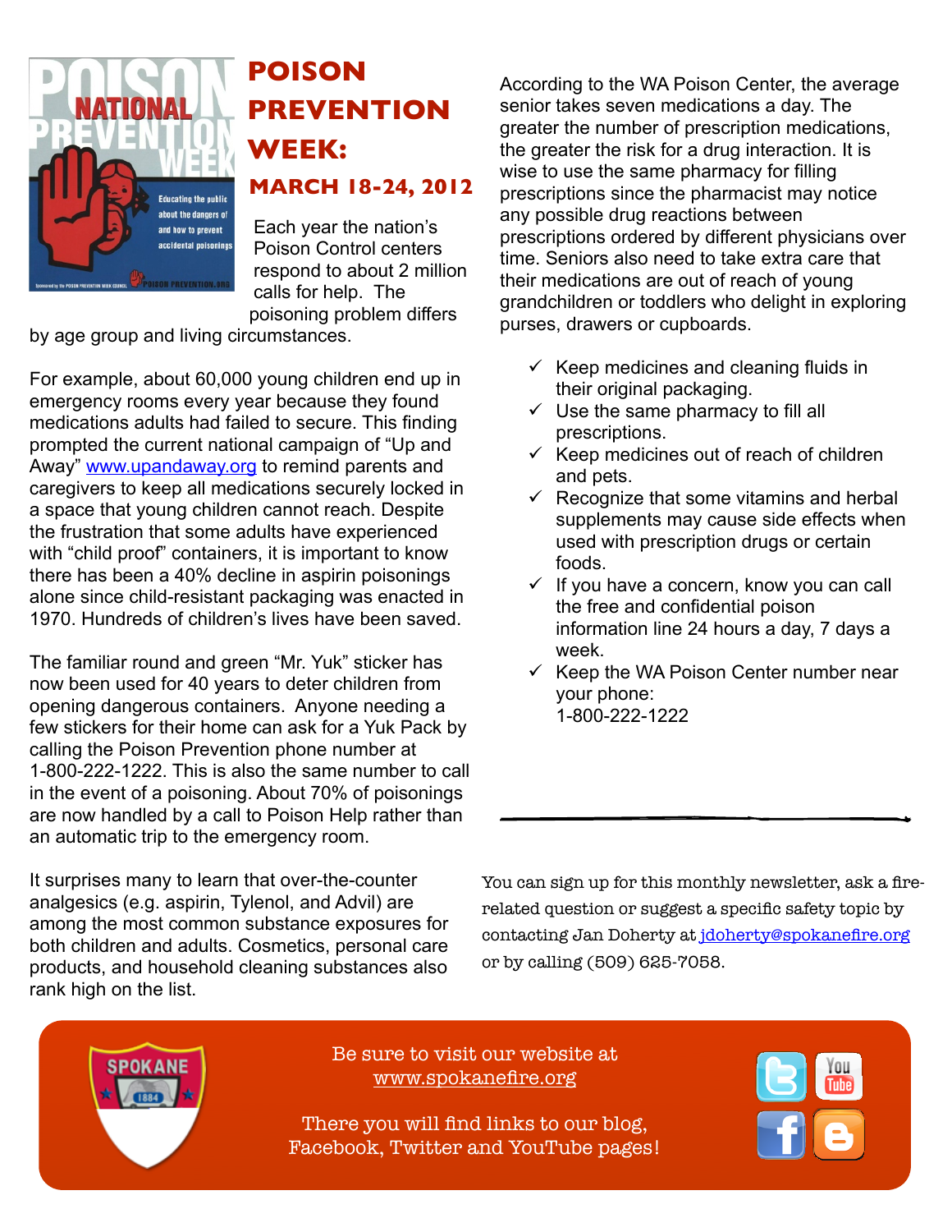# POISON PREVENTION WEEK:

## MARCH 18-24, 2012

Each year the nation's Poison Control centers respond to about 2 million calls for help. The poisoning problem differs by age group and living circumstances.

For example, about 60,000 young children end up in emergency rooms every year because they found medications adults had failed to secure. This finding prompted the current national campaign of "Up and Away" www.upandaway.org to remind parents and caregivers to keep all medications securely locked in a space that young children cannot reach. Despite the frustration that some adults have experienced with "child proof" containers, it is important to know there has been a 40% decline in aspirin poisonings alone since child-resistant packaging was enacted in 1970. Hundreds of children's lives have been saved.

The familiar round and green "Mr. Yuk" sticker has now been used for 40 years to deter children from opening dangerous containers. Anyone needing a few stickers for their home can ask for a Yuk Pack by calling the Poison Prevention phone number at 1-800-222-1222. This is also the same number to call in the event of a poisoning. About 70% of poisonings are now handled by a call to Poison Help rather than an automatic trip to the emergency room.

It surprises many to learn that over-the-counter analgesics (e.g. aspirin, Tylenol, and Advil) are among the most common substance exposures for both children and adults. Cosmetics, personal care products, and household cleaning substances also rank high on the list.

According to the WA Poison Center, the average senior takes seven medications a day. The greater the number of prescription medications, the greater the risk for a drug interaction. It is wise to use the same pharmacy for filling prescriptions since the pharmacist may notice any possible drug reactions between prescriptions ordered by different physicians over time. Seniors also need to take extra care that their medications are out of reach of young grandchildren or toddlers who delight in exploring purses, drawers or cupboards.

- ✓ Keep medicines and cleaning fluids in their original packaging.
- ✓ Use the same pharmacy to fill all prescriptions.
- ✓ Keep medicines out of reach of children and pets.
- ✓ Recognize that some vitamins and herbal supplements may cause side effects when used with prescription drugs or certain foods.
- ✓ If you have a concern, know you can call the free and confidential poison information line 24 hours a day, 7 days a week.
- ✓ Keep the WA Poison Center number near your phone:
  1-800-222-1222

---

You can sign up for this monthly newsletter, ask a fire-related question or suggest a specific safety topic by contacting Jan Doherty at jdoherty@spokanefire.org or by calling (509) 625-7058.

Be sure to visit our website at www.spokanefire.org

There you will find links to our blog, Facebook, Twitter and YouTube pages!